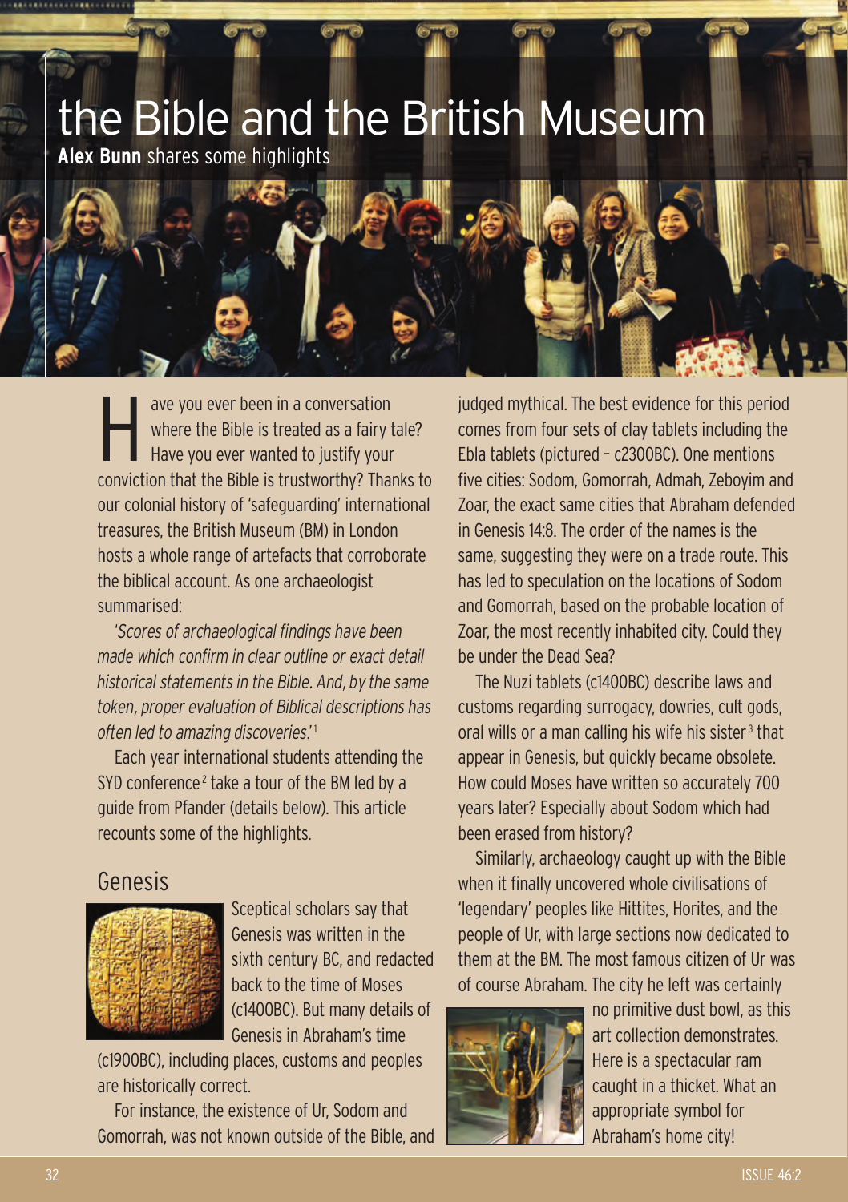# the Bible and the British Museum

**Alex Bunn** shares some highlights

Have you ever been in a conversation where the Bible is treated as a fairy tale? Have you ever wanted to justify your conviction that the Bible is trustworthy? Thanks to our colonial history of 'safeguarding' international treasures, the British Museum (BM) in London hosts a whole range of artefacts that corroborate the biblical account. As one archaeologist summarised:

*'Scores of archaeological findings have been made which confirm in clear outline or exact detail historical statements in the Bible. And, by the same token, proper evaluation of Biblical descriptions has often led to amazing discoveries.'*[1]

Each year international students attending the SYD conference[2] take a tour of the BM led by a guide from Pfander (details below). This article recounts some of the highlights.

## Genesis

Sceptical scholars say that Genesis was written in the sixth century BC, and redacted back to the time of Moses (c1400BC). But many details of Genesis in Abraham's time (c1900BC), including places, customs and peoples are historically correct.

For instance, the existence of Ur, Sodom and Gomorrah, was not known outside of the Bible, and judged mythical. The best evidence for this period comes from four sets of clay tablets including the Ebla tablets (pictured – c2300BC). One mentions five cities: Sodom, Gomorrah, Admah, Zeboyim and Zoar, the exact same cities that Abraham defended in Genesis 14:8. The order of the names is the same, suggesting they were on a trade route. This has led to speculation on the locations of Sodom and Gomorrah, based on the probable location of Zoar, the most recently inhabited city. Could they be under the Dead Sea?

The Nuzi tablets (c1400BC) describe laws and customs regarding surrogacy, dowries, cult gods, oral wills or a man calling his wife his sister[3] that appear in Genesis, but quickly became obsolete. How could Moses have written so accurately 700 years later? Especially about Sodom which had been erased from history?

Similarly, archaeology caught up with the Bible when it finally uncovered whole civilisations of 'legendary' peoples like Hittites, Horites, and the people of Ur, with large sections now dedicated to them at the BM. The most famous citizen of Ur was of course Abraham. The city he left was certainly no primitive dust bowl, as this art collection demonstrates. Here is a spectacular ram caught in a thicket. What an appropriate symbol for Abraham's home city!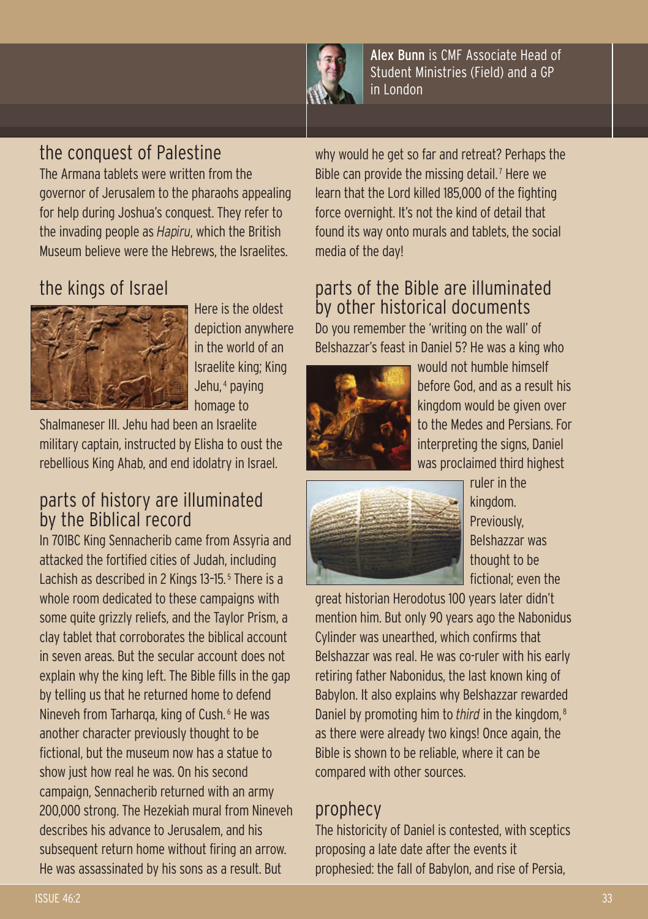**Alex Bunn** is CMF Associate Head of Student Ministries (Field) and a GP in London

## the conquest of Palestine

The Armana tablets were written from the governor of Jerusalem to the pharaohs appealing for help during Joshua's conquest. They refer to the invading people as *Hapiru*, which the British Museum believe were the Hebrews, the Israelites.

## the kings of Israel

Here is the oldest depiction anywhere in the world of an Israelite king; King Jehu,[4] paying homage to Shalmaneser III. Jehu had been an Israelite military captain, instructed by Elisha to oust the rebellious King Ahab, and end idolatry in Israel.

## parts of history are illuminated by the Biblical record

In 701BC King Sennacherib came from Assyria and attacked the fortified cities of Judah, including Lachish as described in 2 Kings 13-15.[5] There is a whole room dedicated to these campaigns with some quite grizzly reliefs, and the Taylor Prism, a clay tablet that corroborates the biblical account in seven areas. But the secular account does not explain why the king left. The Bible fills in the gap by telling us that he returned home to defend Nineveh from Tarharqa, king of Cush.[6] He was another character previously thought to be fictional, but the museum now has a statue to show just how real he was. On his second campaign, Sennacherib returned with an army 200,000 strong. The Hezekiah mural from Nineveh describes his advance to Jerusalem, and his subsequent return home without firing an arrow. He was assassinated by his sons as a result. But why would he get so far and retreat? Perhaps the Bible can provide the missing detail.[7] Here we learn that the Lord killed 185,000 of the fighting force overnight. It's not the kind of detail that found its way onto murals and tablets, the social media of the day!

## parts of the Bible are illuminated by other historical documents

Do you remember the 'writing on the wall' of Belshazzar's feast in Daniel 5? He was a king who would not humble himself before God, and as a result his kingdom would be given over to the Medes and Persians. For interpreting the signs, Daniel was proclaimed third highest ruler in the kingdom. Previously, Belshazzar was thought to be fictional; even the great historian Herodotus 100 years later didn't mention him. But only 90 years ago the Nabonidus Cylinder was unearthed, which confirms that Belshazzar was real. He was co-ruler with his early retiring father Nabonidus, the last known king of Babylon. It also explains why Belshazzar rewarded Daniel by promoting him to *third* in the kingdom,[8] as there were already two kings! Once again, the Bible is shown to be reliable, where it can be compared with other sources.

## prophecy

The historicity of Daniel is contested, with sceptics proposing a late date after the events it prophesied: the fall of Babylon, and rise of Persia,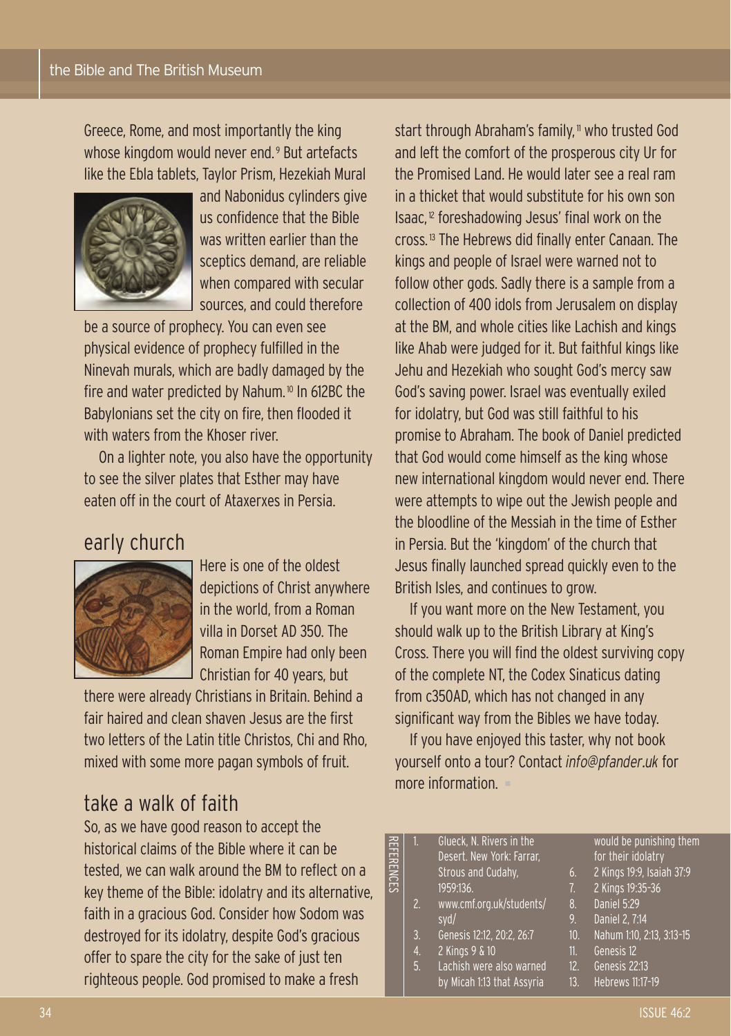Greece, Rome, and most importantly the king whose kingdom would never end.[9] But artefacts like the Ebla tablets, Taylor Prism, Hezekiah Mural and Nabonidus cylinders give us confidence that the Bible was written earlier than the sceptics demand, are reliable when compared with secular sources, and could therefore be a source of prophecy. You can even see physical evidence of prophecy fulfilled in the Ninevah murals, which are badly damaged by the fire and water predicted by Nahum.[10] In 612BC the Babylonians set the city on fire, then flooded it with waters from the Khoser river.

On a lighter note, you also have the opportunity to see the silver plates that Esther may have eaten off in the court of Ataxerxes in Persia.

## early church

Here is one of the oldest depictions of Christ anywhere in the world, from a Roman villa in Dorset AD 350. The Roman Empire had only been Christian for 40 years, but there were already Christians in Britain. Behind a fair haired and clean shaven Jesus are the first two letters of the Latin title Christos, Chi and Rho, mixed with some more pagan symbols of fruit.

## take a walk of faith

So, as we have good reason to accept the historical claims of the Bible where it can be tested, we can walk around the BM to reflect on a key theme of the Bible: idolatry and its alternative, faith in a gracious God. Consider how Sodom was destroyed for its idolatry, despite God's gracious offer to spare the city for the sake of just ten righteous people. God promised to make a fresh start through Abraham's family,[11] who trusted God and left the comfort of the prosperous city Ur for the Promised Land. He would later see a real ram in a thicket that would substitute for his own son Isaac,[12] foreshadowing Jesus' final work on the cross.[13] The Hebrews did finally enter Canaan. The kings and people of Israel were warned not to follow other gods. Sadly there is a sample from a collection of 400 idols from Jerusalem on display at the BM, and whole cities like Lachish and kings like Ahab were judged for it. But faithful kings like Jehu and Hezekiah who sought God's mercy saw God's saving power. Israel was eventually exiled for idolatry, but God was still faithful to his promise to Abraham. The book of Daniel predicted that God would come himself as the king whose new international kingdom would never end. There were attempts to wipe out the Jewish people and the bloodline of the Messiah in the time of Esther in Persia. But the 'kingdom' of the church that Jesus finally launched spread quickly even to the British Isles, and continues to grow.

If you want more on the New Testament, you should walk up to the British Library at King's Cross. There you will find the oldest surviving copy of the complete NT, the Codex Sinaticus dating from c350AD, which has not changed in any significant way from the Bibles we have today.

If you have enjoyed this taster, why not book yourself onto a tour? Contact *info@pfander.uk* for more information.

### REFERENCES

1. Glueck, N. Rivers in the Desert. New York: Farrar, Strous and Cudahy, 1959:136.
2. www.cmf.org.uk/students/syd/
3. Genesis 12:12, 20:2, 26:7
4. 2 Kings 9 & 10
5. Lachish were also warned by Micah 1:13 that Assyria would be punishing them for their idolatry
6. 2 Kings 19:9, Isaiah 37:9
7. 2 Kings 19:35-36
8. Daniel 5:29
9. Daniel 2, 7:14
10. Nahum 1:10, 2:13, 3:13-15
11. Genesis 12
12. Genesis 22:13
13. Hebrews 11:17-19